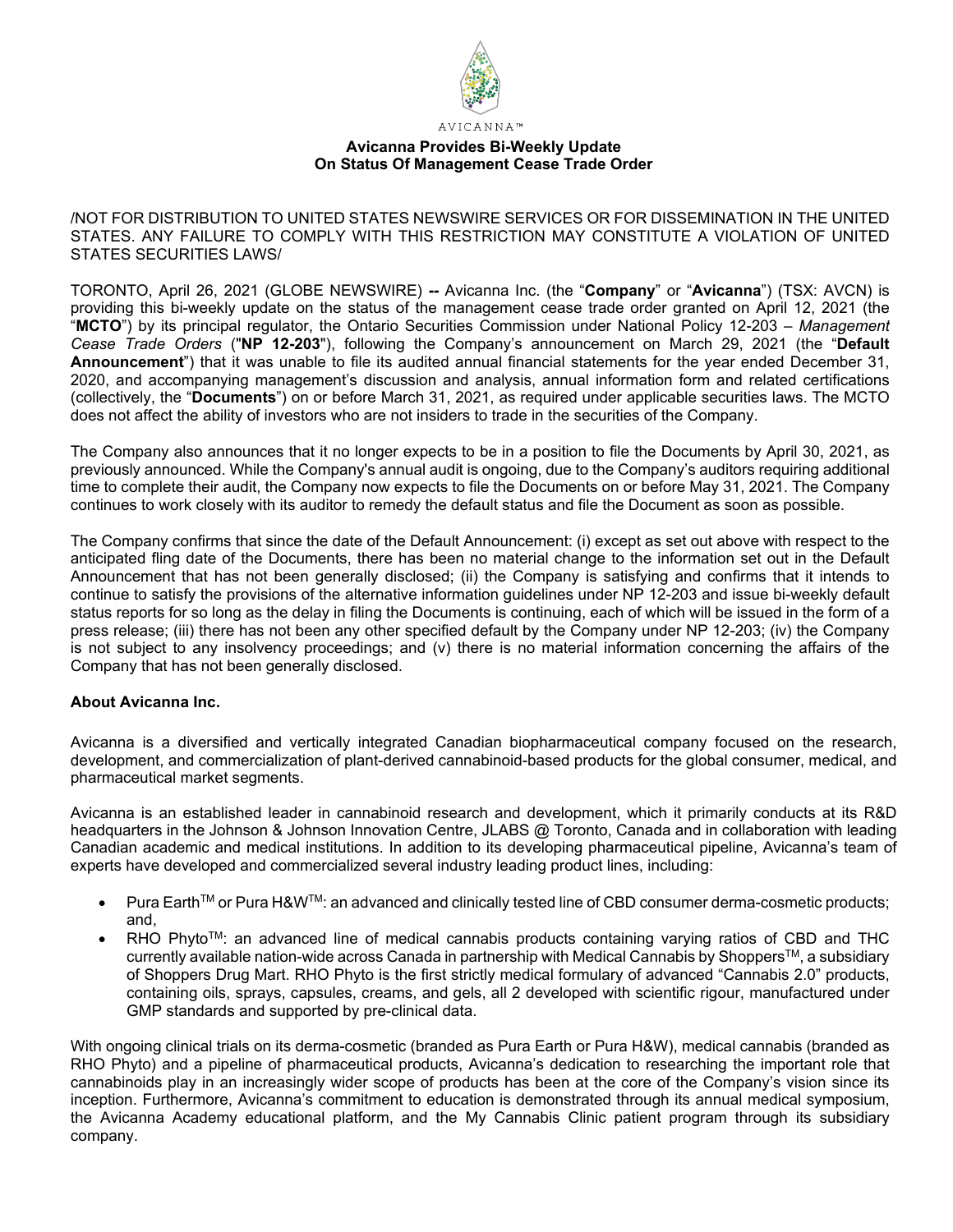AVICANNA™

# Avicanna Provides Bi-Weekly Update On Status Of Management Cease Trade Order

/NOT FOR DISTRIBUTION TO UNITED STATES NEWSWIRE SERVICES OR FOR DISSEMINATION IN THE UNITED STATES. ANY FAILURE TO COMPLY WITH THIS RESTRICTION MAY CONSTITUTE A VIOLATION OF UNITED STATES SECURITIES LAWS/

TORONTO, April 26, 2021 (GLOBE NEWSWIRE) **--** Avicanna Inc. (the "**Company**" or "**Avicanna**") (TSX: AVCN) is providing this bi-weekly update on the status of the management cease trade order granted on April 12, 2021 (the "**MCTO**") by its principal regulator, the Ontario Securities Commission under National Policy 12-203 – *Management Cease Trade Orders* ("**NP 12-203**"), following the Company's announcement on March 29, 2021 (the "**Default Announcement**") that it was unable to file its audited annual financial statements for the year ended December 31, 2020, and accompanying management's discussion and analysis, annual information form and related certifications (collectively, the "**Documents**") on or before March 31, 2021, as required under applicable securities laws. The MCTO does not affect the ability of investors who are not insiders to trade in the securities of the Company.

The Company also announces that it no longer expects to be in a position to file the Documents by April 30, 2021, as previously announced. While the Company's annual audit is ongoing, due to the Company's auditors requiring additional time to complete their audit, the Company now expects to file the Documents on or before May 31, 2021. The Company continues to work closely with its auditor to remedy the default status and file the Document as soon as possible.

The Company confirms that since the date of the Default Announcement: (i) except as set out above with respect to the anticipated fling date of the Documents, there has been no material change to the information set out in the Default Announcement that has not been generally disclosed; (ii) the Company is satisfying and confirms that it intends to continue to satisfy the provisions of the alternative information guidelines under NP 12-203 and issue bi-weekly default status reports for so long as the delay in filing the Documents is continuing, each of which will be issued in the form of a press release; (iii) there has not been any other specified default by the Company under NP 12-203; (iv) the Company is not subject to any insolvency proceedings; and (v) there is no material information concerning the affairs of the Company that has not been generally disclosed.

## About Avicanna Inc.

Avicanna is a diversified and vertically integrated Canadian biopharmaceutical company focused on the research, development, and commercialization of plant-derived cannabinoid-based products for the global consumer, medical, and pharmaceutical market segments.

Avicanna is an established leader in cannabinoid research and development, which it primarily conducts at its R&D headquarters in the Johnson & Johnson Innovation Centre, JLABS @ Toronto, Canada and in collaboration with leading Canadian academic and medical institutions. In addition to its developing pharmaceutical pipeline, Avicanna's team of experts have developed and commercialized several industry leading product lines, including:

- Pura Earth™ or Pura H&W™: an advanced and clinically tested line of CBD consumer derma-cosmetic products; and,
- RHO Phyto™: an advanced line of medical cannabis products containing varying ratios of CBD and THC currently available nation-wide across Canada in partnership with Medical Cannabis by Shoppers™, a subsidiary of Shoppers Drug Mart. RHO Phyto is the first strictly medical formulary of advanced "Cannabis 2.0" products, containing oils, sprays, capsules, creams, and gels, all 2 developed with scientific rigour, manufactured under GMP standards and supported by pre-clinical data.

With ongoing clinical trials on its derma-cosmetic (branded as Pura Earth or Pura H&W), medical cannabis (branded as RHO Phyto) and a pipeline of pharmaceutical products, Avicanna's dedication to researching the important role that cannabinoids play in an increasingly wider scope of products has been at the core of the Company's vision since its inception. Furthermore, Avicanna's commitment to education is demonstrated through its annual medical symposium, the Avicanna Academy educational platform, and the My Cannabis Clinic patient program through its subsidiary company.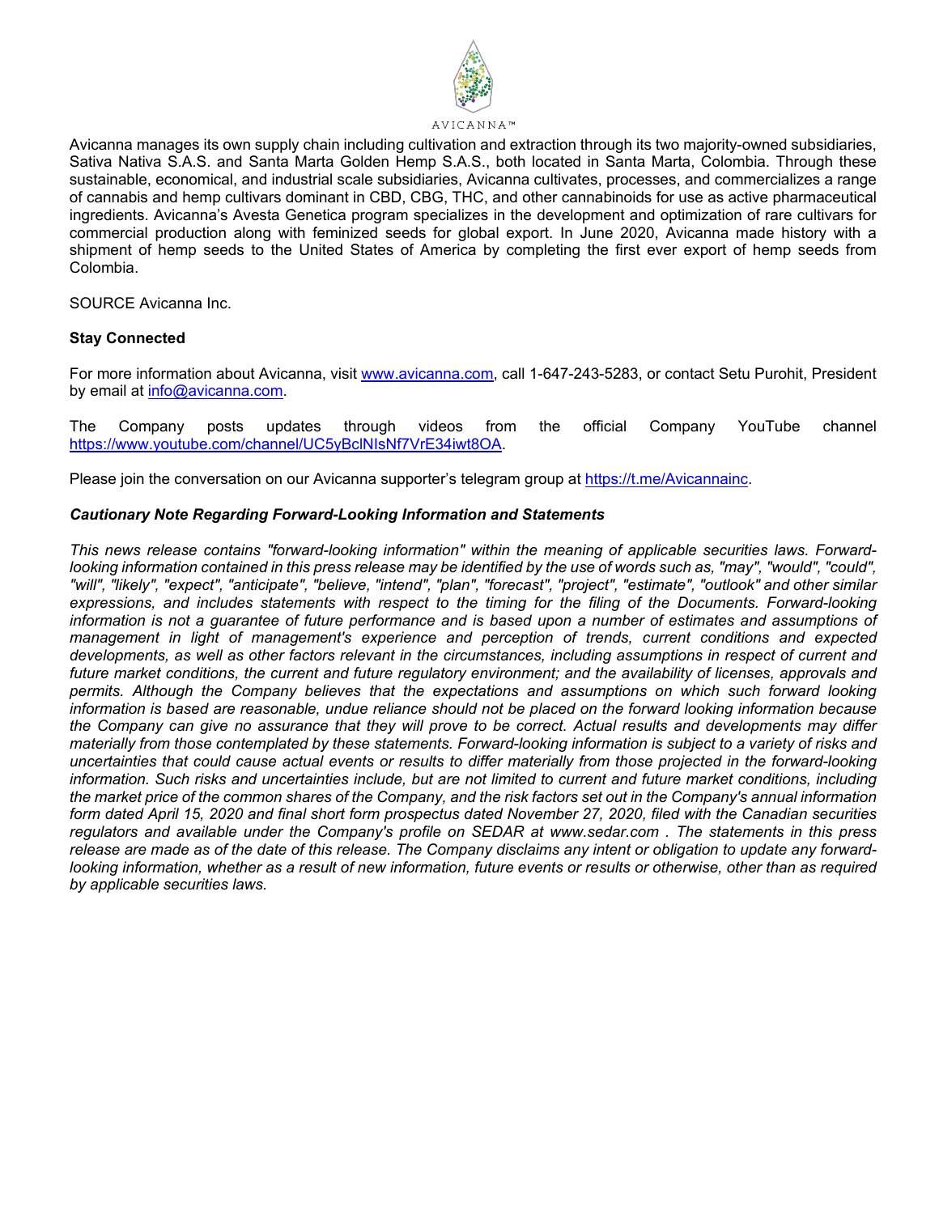AVICANNA™

Avicanna manages its own supply chain including cultivation and extraction through its two majority-owned subsidiaries, Sativa Nativa S.A.S. and Santa Marta Golden Hemp S.A.S., both located in Santa Marta, Colombia. Through these sustainable, economical, and industrial scale subsidiaries, Avicanna cultivates, processes, and commercializes a range of cannabis and hemp cultivars dominant in CBD, CBG, THC, and other cannabinoids for use as active pharmaceutical ingredients. Avicanna's Avesta Genetica program specializes in the development and optimization of rare cultivars for commercial production along with feminized seeds for global export. In June 2020, Avicanna made history with a shipment of hemp seeds to the United States of America by completing the first ever export of hemp seeds from Colombia.

SOURCE Avicanna Inc.

**Stay Connected**

For more information about Avicanna, visit [www.avicanna.com](www.avicanna.com), call 1-647-243-5283, or contact Setu Purohit, President by email at [info@avicanna.com](mailto:info@avicanna.com).

The Company posts updates through videos from the official Company YouTube channel [https://www.youtube.com/channel/UC5yBclNIsNf7VrE34iwt8OA](https://www.youtube.com/channel/UC5yBclNIsNf7VrE34iwt8OA).

Please join the conversation on our Avicanna supporter's telegram group at [https://t.me/Avicannainc](https://t.me/Avicannainc).

***Cautionary Note Regarding Forward-Looking Information and Statements***

*This news release contains "forward-looking information" within the meaning of applicable securities laws. Forward-looking information contained in this press release may be identified by the use of words such as, "may", "would", "could", "will", "likely", "expect", "anticipate", "believe, "intend", "plan", "forecast", "project", "estimate", "outlook" and other similar expressions, and includes statements with respect to the timing for the filing of the Documents. Forward-looking information is not a guarantee of future performance and is based upon a number of estimates and assumptions of management in light of management's experience and perception of trends, current conditions and expected developments, as well as other factors relevant in the circumstances, including assumptions in respect of current and future market conditions, the current and future regulatory environment; and the availability of licenses, approvals and permits. Although the Company believes that the expectations and assumptions on which such forward looking information is based are reasonable, undue reliance should not be placed on the forward looking information because the Company can give no assurance that they will prove to be correct. Actual results and developments may differ materially from those contemplated by these statements. Forward-looking information is subject to a variety of risks and uncertainties that could cause actual events or results to differ materially from those projected in the forward-looking information. Such risks and uncertainties include, but are not limited to current and future market conditions, including the market price of the common shares of the Company, and the risk factors set out in the Company's annual information form dated April 15, 2020 and final short form prospectus dated November 27, 2020, filed with the Canadian securities regulators and available under the Company's profile on SEDAR at www.sedar.com . The statements in this press release are made as of the date of this release. The Company disclaims any intent or obligation to update any forward-looking information, whether as a result of new information, future events or results or otherwise, other than as required by applicable securities laws.*